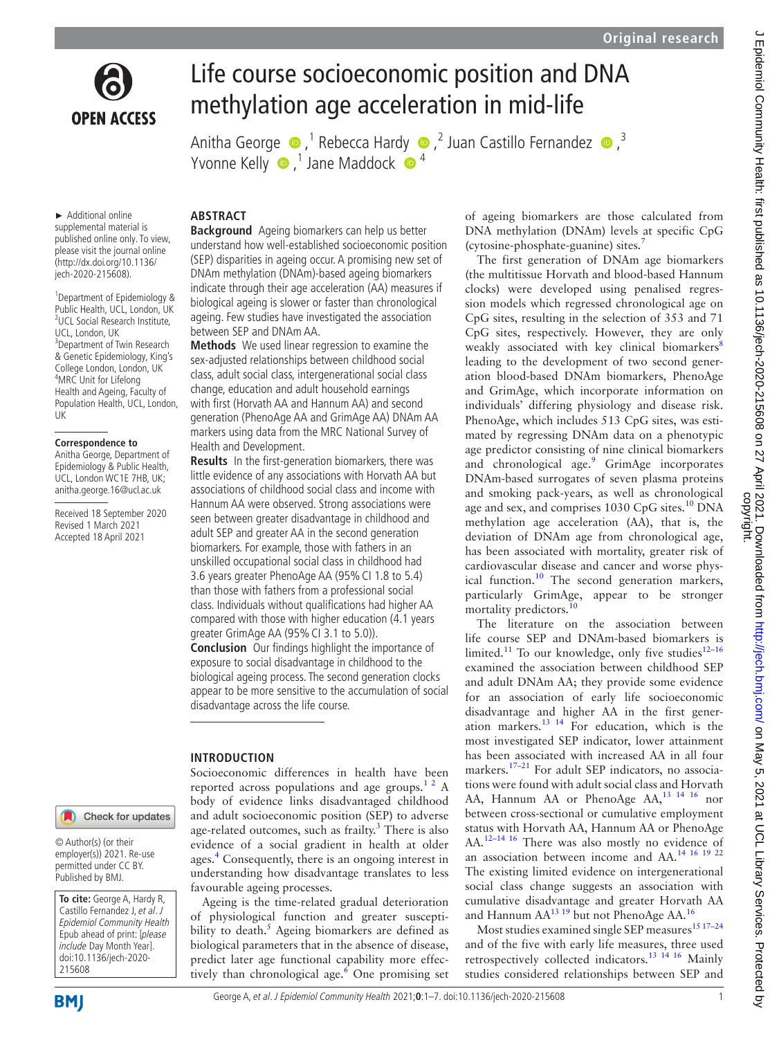# Life course socioeconomic position and DNA methylation age acceleration in mid-life

Anitha George,[1] Rebecca Hardy,[2] Juan Castillo Fernandez,[3] Yvonne Kelly,[1] Jane Maddock[4]

► Additional online supplemental material is published online only. To view, please visit the journal online (http://dx.doi.org/10.1136/jech-2020-215608).

[1]Department of Epidemiology & Public Health, UCL, London, UK
[2]UCL Social Research Institute, UCL, London, UK
[3]Department of Twin Research & Genetic Epidemiology, King's College London, London, UK
[4]MRC Unit for Lifelong Health and Ageing, Faculty of Population Health, UCL, London, UK

**Correspondence to**
Anitha George, Department of Epidemiology & Public Health, UCL, London WC1E 7HB, UK; anitha.george.16@ucl.ac.uk

Received 18 September 2020
Revised 1 March 2021
Accepted 18 April 2021

© Author(s) (or their employer(s)) 2021. Re-use permitted under CC BY. Published by BMJ.

**To cite:** George A, Hardy R, Castillo Fernandez J, *et al*. *J Epidemiol Community Health* Epub ahead of print: [*please include* Day Month Year]. doi:10.1136/jech-2020-215608

## ABSTRACT

**Background** Ageing biomarkers can help us better understand how well-established socioeconomic position (SEP) disparities in ageing occur. A promising new set of DNAm methylation (DNAm)-based ageing biomarkers indicate through their age acceleration (AA) measures if biological ageing is slower or faster than chronological ageing. Few studies have investigated the association between SEP and DNAm AA.

**Methods** We used linear regression to examine the sex-adjusted relationships between childhood social class, adult social class, intergenerational social class change, education and adult household earnings with first (Horvath AA and Hannum AA) and second generation (PhenoAge AA and GrimAge AA) DNAm AA markers using data from the MRC National Survey of Health and Development.

**Results** In the first-generation biomarkers, there was little evidence of any associations with Horvath AA but associations of childhood social class and income with Hannum AA were observed. Strong associations were seen between greater disadvantage in childhood and adult SEP and greater AA in the second generation biomarkers. For example, those with fathers in an unskilled occupational social class in childhood had 3.6 years greater PhenoAge AA (95% CI 1.8 to 5.4) than those with fathers from a professional social class. Individuals without qualifications had higher AA compared with those with higher education (4.1 years greater GrimAge AA (95% CI 3.1 to 5.0)).

**Conclusion** Our findings highlight the importance of exposure to social disadvantage in childhood to the biological ageing process. The second generation clocks appear to be more sensitive to the accumulation of social disadvantage across the life course.

## INTRODUCTION

Socioeconomic differences in health have been reported across populations and age groups.[1 2] A body of evidence links disadvantaged childhood and adult socioeconomic position (SEP) to adverse age-related outcomes, such as frailty.[3] There is also evidence of a social gradient in health at older ages.[4] Consequently, there is an ongoing interest in understanding how disadvantage translates to less favourable ageing processes.

Ageing is the time-related gradual deterioration of physiological function and greater susceptibility to death.[5] Ageing biomarkers are defined as biological parameters that in the absence of disease, predict later age functional capability more effectively than chronological age.[6] One promising set of ageing biomarkers are those calculated from DNA methylation (DNAm) levels at specific CpG (cytosine-phosphate-guanine) sites.[7]

The first generation of DNAm age biomarkers (the multitissue Horvath and blood-based Hannum clocks) were developed using penalised regression models which regressed chronological age on CpG sites, resulting in the selection of 353 and 71 CpG sites, respectively. However, they are only weakly associated with key clinical biomarkers[8] leading to the development of two second generation blood-based DNAm biomarkers, PhenoAge and GrimAge, which incorporate information on individuals' differing physiology and disease risk. PhenoAge, which includes 513 CpG sites, was estimated by regressing DNAm data on a phenotypic age predictor consisting of nine clinical biomarkers and chronological age.[9] GrimAge incorporates DNAm-based surrogates of seven plasma proteins and smoking pack-years, as well as chronological age and sex, and comprises 1030 CpG sites.[10] DNA methylation age acceleration (AA), that is, the deviation of DNAm age from chronological age, has been associated with mortality, greater risk of cardiovascular disease and cancer and worse physical function.[10] The second generation markers, particularly GrimAge, appear to be stronger mortality predictors.[10]

The literature on the association between life course SEP and DNAm-based biomarkers is limited.[11] To our knowledge, only five studies[12–16] examined the association between childhood SEP and adult DNAm AA; they provide some evidence for an association of early life socioeconomic disadvantage and higher AA in the first generation markers.[13 14] For education, which is the most investigated SEP indicator, lower attainment has been associated with increased AA in all four markers.[17–21] For adult SEP indicators, no associations were found with adult social class and Horvath AA, Hannum AA or PhenoAge AA,[13 14 16] nor between cross-sectional or cumulative employment status with Horvath AA, Hannum AA or PhenoAge AA.[12–14 16] There was also mostly no evidence of an association between income and AA.[14 16 19 22] The existing limited evidence on intergenerational social class change suggests an association with cumulative disadvantage and greater Horvath AA and Hannum AA[13 19] but not PhenoAge AA.[16]

Most studies examined single SEP measures[15 17–24] and of the five with early life measures, three used retrospectively collected indicators.[13 14 16] Mainly studies considered relationships between SEP and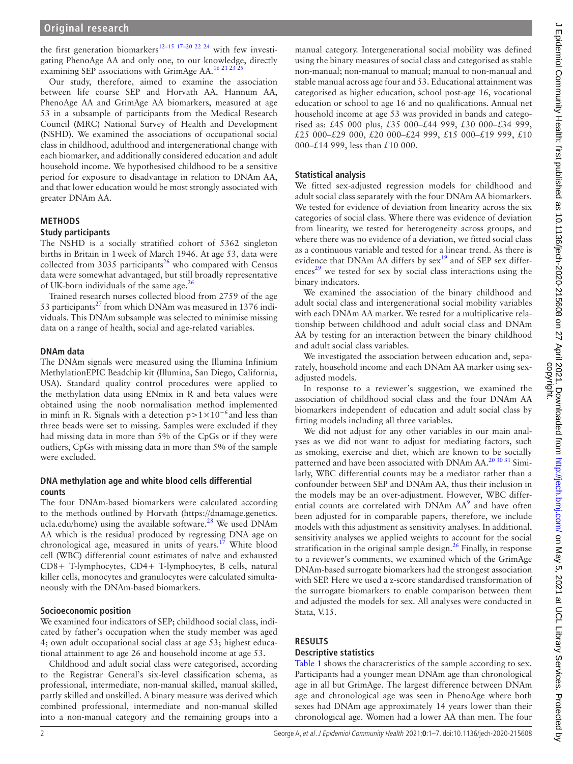the first generation biomarkers[12–15 17–20 22 24] with few investigating PhenoAge AA and only one, to our knowledge, directly examining SEP associations with GrimAge AA.[16 21 23 25]

Our study, therefore, aimed to examine the association between life course SEP and Horvath AA, Hannum AA, PhenoAge AA and GrimAge AA biomarkers, measured at age 53 in a subsample of participants from the Medical Research Council (MRC) National Survey of Health and Development (NSHD). We examined the associations of occupational social class in childhood, adulthood and intergenerational change with each biomarker, and additionally considered education and adult household income. We hypothesised childhood to be a sensitive period for exposure to disadvantage in relation to DNAm AA, and that lower education would be most strongly associated with greater DNAm AA.

## METHODS

### Study participants

The NSHD is a socially stratified cohort of 5362 singleton births in Britain in 1 week of March 1946. At age 53, data were collected from 3035 participants[26] who compared with Census data were somewhat advantaged, but still broadly representative of UK-born individuals of the same age.[26]

Trained research nurses collected blood from 2759 of the age 53 participants[27] from which DNAm was measured in 1376 individuals. This DNAm subsample was selected to minimise missing data on a range of health, social and age-related variables.

### DNAm data

The DNAm signals were measured using the Illumina Infinium MethylationEPIC Beadchip kit (Illumina, San Diego, California, USA). Standard quality control procedures were applied to the methylation data using ENmix in R and beta values were obtained using the noob normalisation method implemented in minfi in R. Signals with a detection $p>1\times10^{-6}$ and less than three beads were set to missing. Samples were excluded if they had missing data in more than 5% of the CpGs or if they were outliers, CpGs with missing data in more than 5% of the sample were excluded.

### DNA methylation age and white blood cells differential counts

The four DNAm-based biomarkers were calculated according to the methods outlined by Horvath (https://dnamage.genetics.ucla.edu/home) using the available software.[28] We used DNAm AA which is the residual produced by regressing DNA age on chronological age, measured in units of years.[17] White blood cell (WBC) differential count estimates of naïve and exhausted CD8+ T-lymphocytes, CD4+ T-lymphocytes, B cells, natural killer cells, monocytes and granulocytes were calculated simultaneously with the DNAm-based biomarkers.

### Socioeconomic position

We examined four indicators of SEP; childhood social class, indicated by father's occupation when the study member was aged 4; own adult occupational social class at age 53; highest educational attainment to age 26 and household income at age 53.

Childhood and adult social class were categorised, according to the Registrar General's six-level classification schema, as professional, intermediate, non-manual skilled, manual skilled, partly skilled and unskilled. A binary measure was derived which combined professional, intermediate and non-manual skilled into a non-manual category and the remaining groups into a manual category. Intergenerational social mobility was defined using the binary measures of social class and categorised as stable non-manual; non-manual to manual; manual to non-manual and stable manual across age four and 53. Educational attainment was categorised as higher education, school post-age 16, vocational education or school to age 16 and no qualifications. Annual net household income at age 53 was provided in bands and categorised as: £45 000 plus, £35 000–£44 999, £30 000–£34 999, £25 000–£29 000, £20 000–£24 999, £15 000–£19 999, £10 000–£14 999, less than £10 000.

### Statistical analysis

We fitted sex-adjusted regression models for childhood and adult social class separately with the four DNAm AA biomarkers. We tested for evidence of deviation from linearity across the six categories of social class. Where there was evidence of deviation from linearity, we tested for heterogeneity across groups, and where there was no evidence of a deviation, we fitted social class as a continuous variable and tested for a linear trend. As there is evidence that DNAm AA differs by sex[19] and of SEP sex differences[29] we tested for sex by social class interactions using the binary indicators.

We examined the association of the binary childhood and adult social class and intergenerational social mobility variables with each DNAm AA marker. We tested for a multiplicative relationship between childhood and adult social class and DNAm AA by testing for an interaction between the binary childhood and adult social class variables.

We investigated the association between education and, separately, household income and each DNAm AA marker using sex-adjusted models.

In response to a reviewer's suggestion, we examined the association of childhood social class and the four DNAm AA biomarkers independent of education and adult social class by fitting models including all three variables.

We did not adjust for any other variables in our main analyses as we did not want to adjust for mediating factors, such as smoking, exercise and diet, which are known to be socially patterned and have been associated with DNAm AA.[20 30 31] Similarly, WBC differential counts may be a mediator rather than a confounder between SEP and DNAm AA, thus their inclusion in the models may be an over-adjustment. However, WBC differential counts are correlated with DNAm AA[9] and have often been adjusted for in comparable papers, therefore, we include models with this adjustment as sensitivity analyses. In additional, sensitivity analyses we applied weights to account for the social stratification in the original sample design.[26] Finally, in response to a reviewer's comments, we examined which of the GrimAge DNAm-based surrogate biomarkers had the strongest association with SEP. Here we used a z-score standardised transformation of the surrogate biomarkers to enable comparison between them and adjusted the models for sex. All analyses were conducted in Stata, V.15.

## RESULTS

### Descriptive statistics

Table 1 shows the characteristics of the sample according to sex. Participants had a younger mean DNAm age than chronological age in all but GrimAge. The largest difference between DNAm age and chronological age was seen in PhenoAge where both sexes had DNAm age approximately 14 years lower than their chronological age. Women had a lower AA than men. The four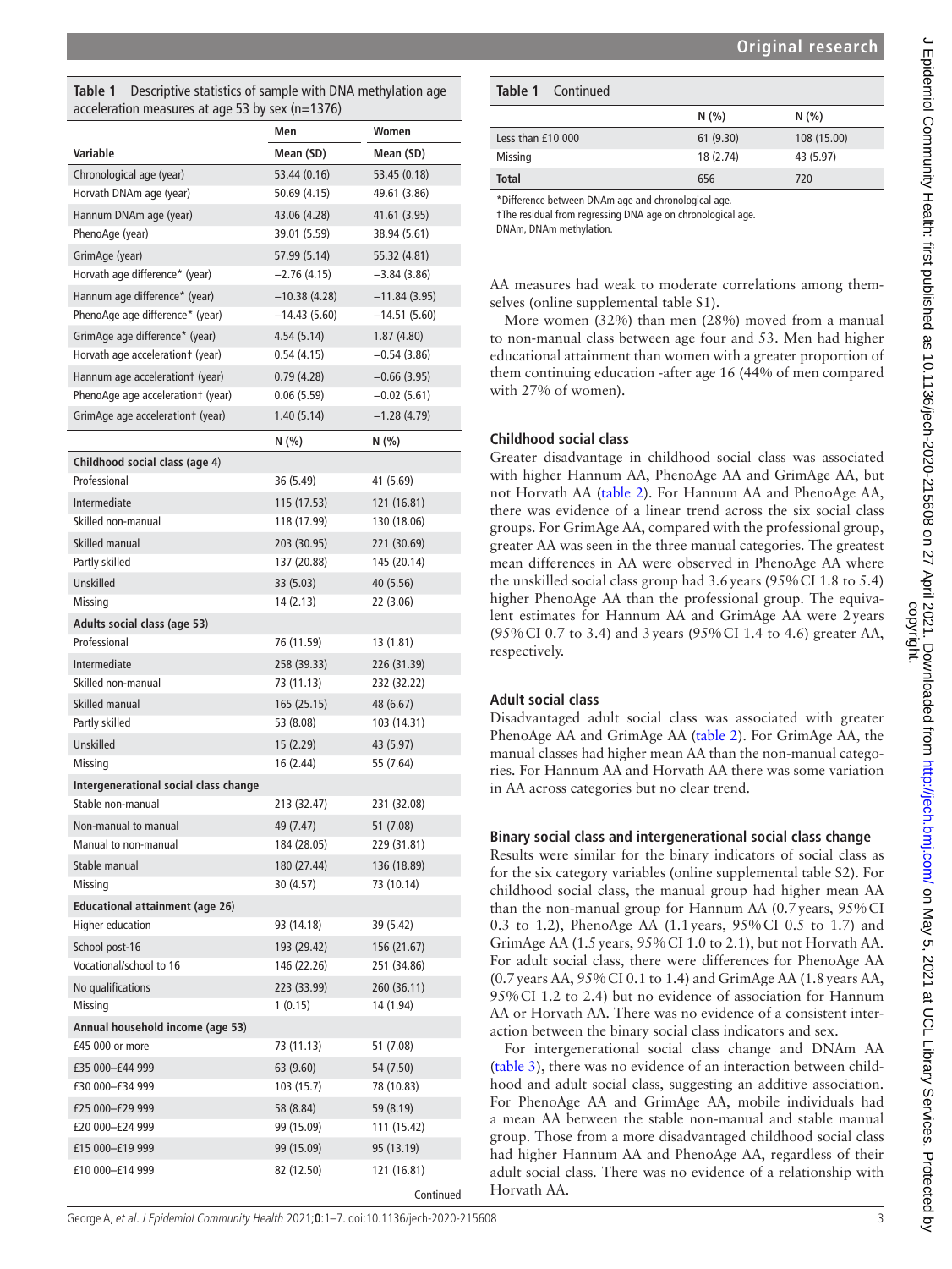**Table 1** Descriptive statistics of sample with DNA methylation age acceleration measures at age 53 by sex (n=1376)

| Variable | Men Mean (SD) | Women Mean (SD) |
|---|---|---|
| Chronological age (year) | 53.44 (0.16) | 53.45 (0.18) |
| Horvath DNAm age (year) | 50.69 (4.15) | 49.61 (3.86) |
| Hannum DNAm age (year) | 43.06 (4.28) | 41.61 (3.95) |
| PhenoAge (year) | 39.01 (5.59) | 38.94 (5.61) |
| GrimAge (year) | 57.99 (5.14) | 55.32 (4.81) |
| Horvath age difference* (year) | −2.76 (4.15) | −3.84 (3.86) |
| Hannum age difference* (year) | −10.38 (4.28) | −11.84 (3.95) |
| PhenoAge age difference* (year) | −14.43 (5.60) | −14.51 (5.60) |
| GrimAge age difference* (year) | 4.54 (5.14) | 1.87 (4.80) |
| Horvath age acceleration† (year) | 0.54 (4.15) | −0.54 (3.86) |
| Hannum age acceleration† (year) | 0.79 (4.28) | −0.66 (3.95) |
| PhenoAge age acceleration† (year) | 0.06 (5.59) | −0.02 (5.61) |
| GrimAge age acceleration† (year) | 1.40 (5.14) | −1.28 (4.79) |
| | **N (%)** | **N (%)** |
| **Childhood social class (age 4)** | | |
| Professional | 36 (5.49) | 41 (5.69) |
| Intermediate | 115 (17.53) | 121 (16.81) |
| Skilled non-manual | 118 (17.99) | 130 (18.06) |
| Skilled manual | 203 (30.95) | 221 (30.69) |
| Partly skilled | 137 (20.88) | 145 (20.14) |
| Unskilled | 33 (5.03) | 40 (5.56) |
| Missing | 14 (2.13) | 22 (3.06) |
| **Adults social class (age 53)** | | |
| Professional | 76 (11.59) | 13 (1.81) |
| Intermediate | 258 (39.33) | 226 (31.39) |
| Skilled non-manual | 73 (11.13) | 232 (32.22) |
| Skilled manual | 165 (25.15) | 48 (6.67) |
| Partly skilled | 53 (8.08) | 103 (14.31) |
| Unskilled | 15 (2.29) | 43 (5.97) |
| Missing | 16 (2.44) | 55 (7.64) |
| **Intergenerational social class change** | | |
| Stable non-manual | 213 (32.47) | 231 (32.08) |
| Non-manual to manual | 49 (7.47) | 51 (7.08) |
| Manual to non-manual | 184 (28.05) | 229 (31.81) |
| Stable manual | 180 (27.44) | 136 (18.89) |
| Missing | 30 (4.57) | 73 (10.14) |
| **Educational attainment (age 26)** | | |
| Higher education | 93 (14.18) | 39 (5.42) |
| School post-16 | 193 (29.42) | 156 (21.67) |
| Vocational/school to 16 | 146 (22.26) | 251 (34.86) |
| No qualifications | 223 (33.99) | 260 (36.11) |
| Missing | 1 (0.15) | 14 (1.94) |
| **Annual household income (age 53)** | | |
| £45 000 or more | 73 (11.13) | 51 (7.08) |
| £35 000–£44 999 | 63 (9.60) | 54 (7.50) |
| £30 000–£34 999 | 103 (15.7) | 78 (10.83) |
| £25 000–£29 999 | 58 (8.84) | 59 (8.19) |
| £20 000–£24 999 | 99 (15.09) | 111 (15.42) |
| £15 000–£19 999 | 99 (15.09) | 95 (13.19) |
| £10 000–£14 999 | 82 (12.50) | 121 (16.81) |
| Less than £10 000 | 61 (9.30) | 108 (15.00) |
| Missing | 18 (2.74) | 43 (5.97) |
| **Total** | 656 | 720 |

*Difference between DNAm age and chronological age.
†The residual from regressing DNA age on chronological age.
DNAm, DNAm methylation.

AA measures had weak to moderate correlations among themselves (online supplemental table S1).

More women (32%) than men (28%) moved from a manual to non-manual class between age four and 53. Men had higher educational attainment than women with a greater proportion of them continuing education -after age 16 (44% of men compared with 27% of women).

### Childhood social class

Greater disadvantage in childhood social class was associated with higher Hannum AA, PhenoAge AA and GrimAge AA, but not Horvath AA (table 2). For Hannum AA and PhenoAge AA, there was evidence of a linear trend across the six social class groups. For GrimAge AA, compared with the professional group, greater AA was seen in the three manual categories. The greatest mean differences in AA were observed in PhenoAge AA where the unskilled social class group had 3.6 years (95% CI 1.8 to 5.4) higher PhenoAge AA than the professional group. The equivalent estimates for Hannum AA and GrimAge AA were 2 years (95% CI 0.7 to 3.4) and 3 years (95% CI 1.4 to 4.6) greater AA, respectively.

### Adult social class

Disadvantaged adult social class was associated with greater PhenoAge AA and GrimAge AA (table 2). For GrimAge AA, the manual classes had higher mean AA than the non-manual categories. For Hannum AA and Horvath AA there was some variation in AA across categories but no clear trend.

### Binary social class and intergenerational social class change

Results were similar for the binary indicators of social class as for the six category variables (online supplemental table S2). For childhood social class, the manual group had higher mean AA than the non-manual group for Hannum AA (0.7 years, 95% CI 0.3 to 1.2), PhenoAge AA (1.1 years, 95% CI 0.5 to 1.7) and GrimAge AA (1.5 years, 95% CI 1.0 to 2.1), but not Horvath AA. For adult social class, there were differences for PhenoAge AA (0.7 years AA, 95% CI 0.1 to 1.4) and GrimAge AA (1.8 years AA, 95% CI 1.2 to 2.4) but no evidence of association for Hannum AA or Horvath AA. There was no evidence of a consistent interaction between the binary social class indicators and sex.

For intergenerational social class change and DNAm AA (table 3), there was no evidence of an interaction between childhood and adult social class, suggesting an additive association. For PhenoAge AA and GrimAge AA, mobile individuals had a mean AA between the stable non-manual and stable manual group. Those from a more disadvantaged childhood social class had higher Hannum AA and PhenoAge AA, regardless of their adult social class. There was no evidence of a relationship with Horvath AA.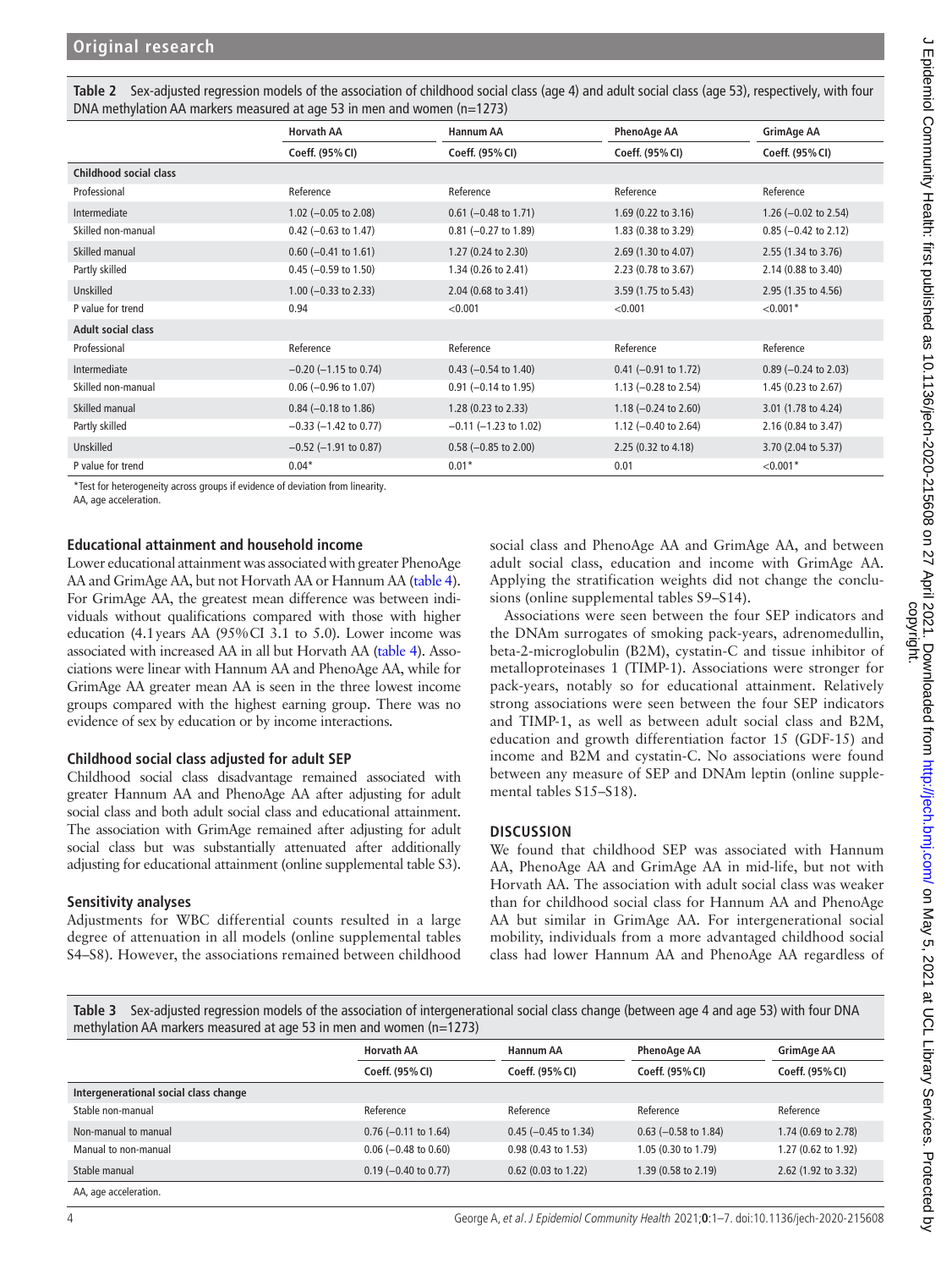**Table 2** Sex-adjusted regression models of the association of childhood social class (age 4) and adult social class (age 53), respectively, with four DNA methylation AA markers measured at age 53 in men and women (n=1273)

| | Horvath AA | Hannum AA | PhenoAge AA | GrimAge AA |
|---|---|---|---|---|
| | Coeff. (95% CI) | Coeff. (95% CI) | Coeff. (95% CI) | Coeff. (95% CI) |
| **Childhood social class** | | | | |
| Professional | Reference | Reference | Reference | Reference |
| Intermediate | 1.02 (−0.05 to 2.08) | 0.61 (−0.48 to 1.71) | 1.69 (0.22 to 3.16) | 1.26 (−0.02 to 2.54) |
| Skilled non-manual | 0.42 (−0.63 to 1.47) | 0.81 (−0.27 to 1.89) | 1.83 (0.38 to 3.29) | 0.85 (−0.42 to 2.12) |
| Skilled manual | 0.60 (−0.41 to 1.61) | 1.27 (0.24 to 2.30) | 2.69 (1.30 to 4.07) | 2.55 (1.34 to 3.76) |
| Partly skilled | 0.45 (−0.59 to 1.50) | 1.34 (0.26 to 2.41) | 2.23 (0.78 to 3.67) | 2.14 (0.88 to 3.40) |
| Unskilled | 1.00 (−0.33 to 2.33) | 2.04 (0.68 to 3.41) | 3.59 (1.75 to 5.43) | 2.95 (1.35 to 4.56) |
| P value for trend | 0.94 | <0.001 | <0.001 | <0.001* |
| **Adult social class** | | | | |
| Professional | Reference | Reference | Reference | Reference |
| Intermediate | −0.20 (−1.15 to 0.74) | 0.43 (−0.54 to 1.40) | 0.41 (−0.91 to 1.72) | 0.89 (−0.24 to 2.03) |
| Skilled non-manual | 0.06 (−0.96 to 1.07) | 0.91 (−0.14 to 1.95) | 1.13 (−0.28 to 2.54) | 1.45 (0.23 to 2.67) |
| Skilled manual | 0.84 (−0.18 to 1.86) | 1.28 (0.23 to 2.33) | 1.18 (−0.24 to 2.60) | 3.01 (1.78 to 4.24) |
| Partly skilled | −0.33 (−1.42 to 0.77) | −0.11 (−1.23 to 1.02) | 1.12 (−0.40 to 2.64) | 2.16 (0.84 to 3.47) |
| Unskilled | −0.52 (−1.91 to 0.87) | 0.58 (−0.85 to 2.00) | 2.25 (0.32 to 4.18) | 3.70 (2.04 to 5.37) |
| P value for trend | 0.04* | 0.01* | 0.01 | <0.001* |

*Test for heterogeneity across groups if evidence of deviation from linearity.

AA, age acceleration.

### Educational attainment and household income

Lower educational attainment was associated with greater PhenoAge AA and GrimAge AA, but not Horvath AA or Hannum AA (table 4). For GrimAge AA, the greatest mean difference was between individuals without qualifications compared with those with higher education (4.1 years AA (95% CI 3.1 to 5.0). Lower income was associated with increased AA in all but Horvath AA (table 4). Associations were linear with Hannum AA and PhenoAge AA, while for GrimAge AA greater mean AA is seen in the three lowest income groups compared with the highest earning group. There was no evidence of sex by education or by income interactions.

### Childhood social class adjusted for adult SEP

Childhood social class disadvantage remained associated with greater Hannum AA and PhenoAge AA after adjusting for adult social class and both adult social class and educational attainment. The association with GrimAge remained after adjusting for adult social class but was substantially attenuated after additionally adjusting for educational attainment (online supplemental table S3).

### Sensitivity analyses

Adjustments for WBC differential counts resulted in a large degree of attenuation in all models (online supplemental tables S4–S8). However, the associations remained between childhood social class and PhenoAge AA and GrimAge AA, and between adult social class, education and income with GrimAge AA. Applying the stratification weights did not change the conclusions (online supplemental tables S9–S14).

Associations were seen between the four SEP indicators and the DNAm surrogates of smoking pack-years, adrenomedullin, beta-2-microglobulin (B2M), cystatin-C and tissue inhibitor of metalloproteinases 1 (TIMP-1). Associations were stronger for pack-years, notably so for educational attainment. Relatively strong associations were seen between the four SEP indicators and TIMP-1, as well as between adult social class and B2M, education and growth differentiation factor 15 (GDF-15) and income and B2M and cystatin-C. No associations were found between any measure of SEP and DNAm leptin (online supplemental tables S15–S18).

## DISCUSSION

We found that childhood SEP was associated with Hannum AA, PhenoAge AA and GrimAge AA in mid-life, but not with Horvath AA. The association with adult social class was weaker than for childhood social class for Hannum AA and PhenoAge AA but similar in GrimAge AA. For intergenerational social mobility, individuals from a more advantaged childhood social class had lower Hannum AA and PhenoAge AA regardless of

**Table 3** Sex-adjusted regression models of the association of intergenerational social class change (between age 4 and age 53) with four DNA methylation AA markers measured at age 53 in men and women (n=1273)

| | Horvath AA | Hannum AA | PhenoAge AA | GrimAge AA |
|---|---|---|---|---|
| | Coeff. (95% CI) | Coeff. (95% CI) | Coeff. (95% CI) | Coeff. (95% CI) |
| **Intergenerational social class change** | | | | |
| Stable non-manual | Reference | Reference | Reference | Reference |
| Non-manual to manual | 0.76 (−0.11 to 1.64) | 0.45 (−0.45 to 1.34) | 0.63 (−0.58 to 1.84) | 1.74 (0.69 to 2.78) |
| Manual to non-manual | 0.06 (−0.48 to 0.60) | 0.98 (0.43 to 1.53) | 1.05 (0.30 to 1.79) | 1.27 (0.62 to 1.92) |
| Stable manual | 0.19 (−0.40 to 0.77) | 0.62 (0.03 to 1.22) | 1.39 (0.58 to 2.19) | 2.62 (1.92 to 3.32) |

AA, age acceleration.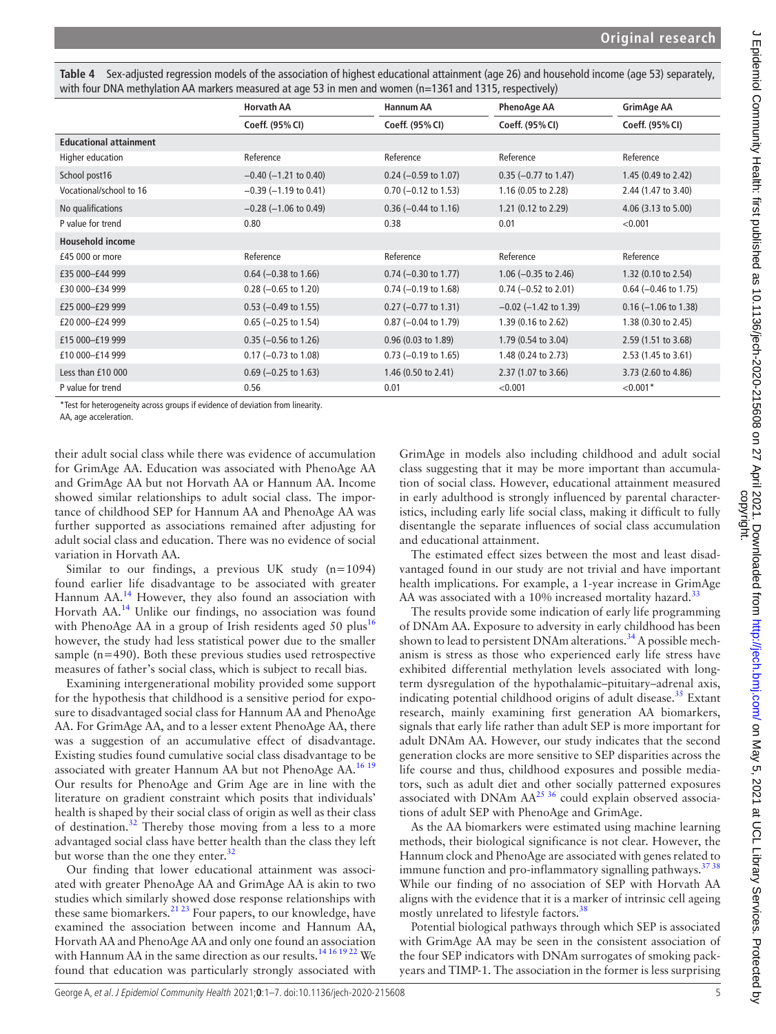**Table 4** Sex-adjusted regression models of the association of highest educational attainment (age 26) and household income (age 53) separately, with four DNA methylation AA markers measured at age 53 in men and women (n=1361 and 1315, respectively)

| | Horvath AA | Hannum AA | PhenoAge AA | GrimAge AA |
|---|---|---|---|---|
| | Coeff. (95% CI) | Coeff. (95% CI) | Coeff. (95% CI) | Coeff. (95% CI) |
| **Educational attainment** | | | | |
| Higher education | Reference | Reference | Reference | Reference |
| School post16 | −0.40 (−1.21 to 0.40) | 0.24 (−0.59 to 1.07) | 0.35 (−0.77 to 1.47) | 1.45 (0.49 to 2.42) |
| Vocational/school to 16 | −0.39 (−1.19 to 0.41) | 0.70 (−0.12 to 1.53) | 1.16 (0.05 to 2.28) | 2.44 (1.47 to 3.40) |
| No qualifications | −0.28 (−1.06 to 0.49) | 0.36 (−0.44 to 1.16) | 1.21 (0.12 to 2.29) | 4.06 (3.13 to 5.00) |
| P value for trend | 0.80 | 0.38 | 0.01 | <0.001 |
| **Household income** | | | | |
| £45 000 or more | Reference | Reference | Reference | Reference |
| £35 000–£44 999 | 0.64 (−0.38 to 1.66) | 0.74 (−0.30 to 1.77) | 1.06 (−0.35 to 2.46) | 1.32 (0.10 to 2.54) |
| £30 000–£34 999 | 0.28 (−0.65 to 1.20) | 0.74 (−0.19 to 1.68) | 0.74 (−0.52 to 2.01) | 0.64 (−0.46 to 1.75) |
| £25 000–£29 999 | 0.53 (−0.49 to 1.55) | 0.27 (−0.77 to 1.31) | −0.02 (−1.42 to 1.39) | 0.16 (−1.06 to 1.38) |
| £20 000–£24 999 | 0.65 (−0.25 to 1.54) | 0.87 (−0.04 to 1.79) | 1.39 (0.16 to 2.62) | 1.38 (0.30 to 2.45) |
| £15 000–£19 999 | 0.35 (−0.56 to 1.26) | 0.96 (0.03 to 1.89) | 1.79 (0.54 to 3.04) | 2.59 (1.51 to 3.68) |
| £10 000–£14 999 | 0.17 (−0.73 to 1.08) | 0.73 (−0.19 to 1.65) | 1.48 (0.24 to 2.73) | 2.53 (1.45 to 3.61) |
| Less than £10 000 | 0.69 (−0.25 to 1.63) | 1.46 (0.50 to 2.41) | 2.37 (1.07 to 3.66) | 3.73 (2.60 to 4.86) |
| P value for trend | 0.56 | 0.01 | <0.001 | <0.001* |

*Test for heterogeneity across groups if evidence of deviation from linearity.

AA, age acceleration.

their adult social class while there was evidence of accumulation for GrimAge AA. Education was associated with PhenoAge AA and GrimAge AA but not Horvath AA or Hannum AA. Income showed similar relationships to adult social class. The importance of childhood SEP for Hannum AA and PhenoAge AA was further supported as associations remained after adjusting for adult social class and education. There was no evidence of social variation in Horvath AA.

Similar to our findings, a previous UK study (n=1094) found earlier life disadvantage to be associated with greater Hannum AA.[14] However, they also found an association with Horvath AA.[14] Unlike our findings, no association was found with PhenoAge AA in a group of Irish residents aged 50 plus[16] however, the study had less statistical power due to the smaller sample (n=490). Both these previous studies used retrospective measures of father's social class, which is subject to recall bias.

Examining intergenerational mobility provided some support for the hypothesis that childhood is a sensitive period for exposure to disadvantaged social class for Hannum AA and PhenoAge AA. For GrimAge AA, and to a lesser extent PhenoAge AA, there was a suggestion of an accumulative effect of disadvantage. Existing studies found cumulative social class disadvantage to be associated with greater Hannum AA but not PhenoAge AA.[16,19] Our results for PhenoAge and Grim Age are in line with the literature on gradient constraint which posits that individuals' health is shaped by their social class of origin as well as their class of destination.[32] Thereby those moving from a less to a more advantaged social class have better health than the class they left but worse than the one they enter.[32]

Our finding that lower educational attainment was associated with greater PhenoAge AA and GrimAge AA is akin to two studies which similarly showed dose response relationships with these same biomarkers.[21,23] Four papers, to our knowledge, have examined the association between income and Hannum AA, Horvath AA and PhenoAge AA and only one found an association with Hannum AA in the same direction as our results.[14,16,19,22] We found that education was particularly strongly associated with GrimAge in models also including childhood and adult social class suggesting that it may be more important than accumulation of social class. However, educational attainment measured in early adulthood is strongly influenced by parental characteristics, including early life social class, making it difficult to fully disentangle the separate influences of social class accumulation and educational attainment.

The estimated effect sizes between the most and least disadvantaged found in our study are not trivial and have important health implications. For example, a 1-year increase in GrimAge AA was associated with a 10% increased mortality hazard.[33]

The results provide some indication of early life programming of DNAm AA. Exposure to adversity in early childhood has been shown to lead to persistent DNAm alterations.[34] A possible mechanism is stress as those who experienced early life stress have exhibited differential methylation levels associated with long-term dysregulation of the hypothalamic–pituitary–adrenal axis, indicating potential childhood origins of adult disease.[35] Extant research, mainly examining first generation AA biomarkers, signals that early life rather than adult SEP is more important for adult DNAm AA. However, our study indicates that the second generation clocks are more sensitive to SEP disparities across the life course and thus, childhood exposures and possible mediators, such as adult diet and other socially patterned exposures associated with DNAm AA[25,36] could explain observed associations of adult SEP with PhenoAge and GrimAge.

As the AA biomarkers were estimated using machine learning methods, their biological significance is not clear. However, the Hannum clock and PhenoAge are associated with genes related to immune function and pro-inflammatory signalling pathways.[37,38] While our finding of no association of SEP with Horvath AA aligns with the evidence that it is a marker of intrinsic cell ageing mostly unrelated to lifestyle factors.[38]

Potential biological pathways through which SEP is associated with GrimAge AA may be seen in the consistent association of the four SEP indicators with DNAm surrogates of smoking pack-years and TIMP-1. The association in the former is less surprising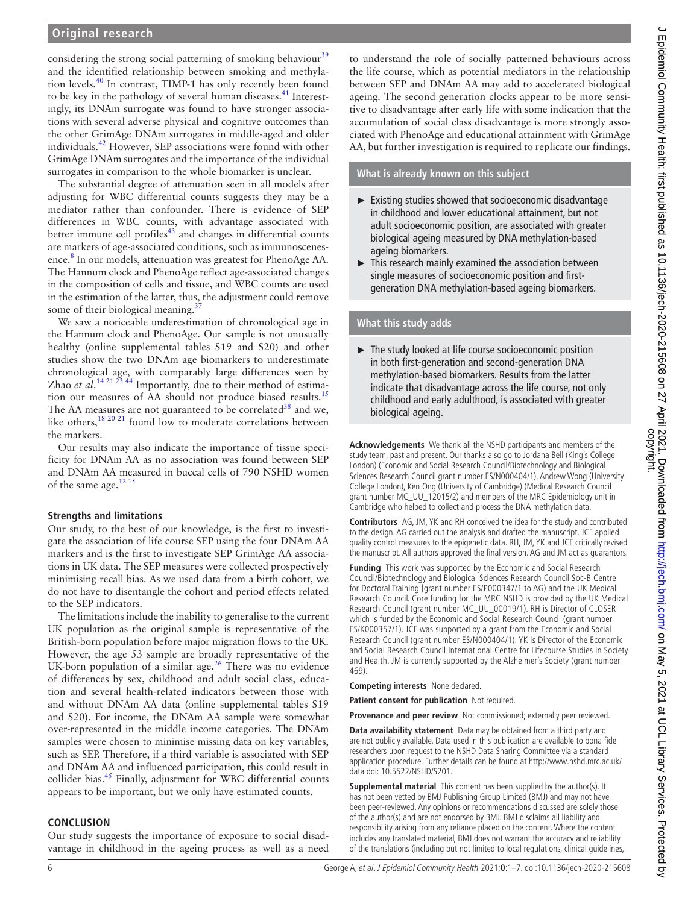considering the strong social patterning of smoking behaviour[39] and the identified relationship between smoking and methylation levels.[40] In contrast, TIMP-1 has only recently been found to be key in the pathology of several human diseases.[41] Interestingly, its DNAm surrogate was found to have stronger associations with several adverse physical and cognitive outcomes than the other GrimAge DNAm surrogates in middle-aged and older individuals.[42] However, SEP associations were found with other GrimAge DNAm surrogates and the importance of the individual surrogates in comparison to the whole biomarker is unclear.

The substantial degree of attenuation seen in all models after adjusting for WBC differential counts suggests they may be a mediator rather than confounder. There is evidence of SEP differences in WBC counts, with advantage associated with better immune cell profiles[43] and changes in differential counts are markers of age-associated conditions, such as immunoscenescence.[8] In our models, attenuation was greatest for PhenoAge AA. The Hannum clock and PhenoAge reflect age-associated changes in the composition of cells and tissue, and WBC counts are used in the estimation of the latter, thus, the adjustment could remove some of their biological meaning.[37]

We saw a noticeable underestimation of chronological age in the Hannum clock and PhenoAge. Our sample is not unusually healthy (online supplemental tables S19 and S20) and other studies show the two DNAm age biomarkers to underestimate chronological age, with comparably large differences seen by Zhao *et al*.[14 21 23 44] Importantly, due to their method of estimation our measures of AA should not produce biased results.[15] The AA measures are not guaranteed to be correlated[38] and we, like others,[18 20 21] found low to moderate correlations between the markers.

Our results may also indicate the importance of tissue specificity for DNAm AA as no association was found between SEP and DNAm AA measured in buccal cells of 790 NSHD women of the same age.[12 15]

### Strengths and limitations

Our study, to the best of our knowledge, is the first to investigate the association of life course SEP using the four DNAm AA markers and is the first to investigate SEP GrimAge AA associations in UK data. The SEP measures were collected prospectively minimising recall bias. As we used data from a birth cohort, we do not have to disentangle the cohort and period effects related to the SEP indicators.

The limitations include the inability to generalise to the current UK population as the original sample is representative of the British-born population before major migration flows to the UK. However, the age 53 sample are broadly representative of the UK-born population of a similar age.[26] There was no evidence of differences by sex, childhood and adult social class, education and several health-related indicators between those with and without DNAm AA data (online supplemental tables S19 and S20). For income, the DNAm AA sample were somewhat over-represented in the middle income categories. The DNAm samples were chosen to minimise missing data on key variables, such as SEP. Therefore, if a third variable is associated with SEP and DNAm AA and influenced participation, this could result in collider bias.[45] Finally, adjustment for WBC differential counts appears to be important, but we only have estimated counts.

## CONCLUSION

Our study suggests the importance of exposure to social disadvantage in childhood in the ageing process as well as a need to understand the role of socially patterned behaviours across the life course, which as potential mediators in the relationship between SEP and DNAm AA may add to accelerated biological ageing. The second generation clocks appear to be more sensitive to disadvantage after early life with some indication that the accumulation of social class disadvantage is more strongly associated with PhenoAge and educational attainment with GrimAge AA, but further investigation is required to replicate our findings.

### What is already known on this subject

- Existing studies showed that socioeconomic disadvantage in childhood and lower educational attainment, but not adult socioeconomic position, are associated with greater biological ageing measured by DNA methylation-based ageing biomarkers.
- This research mainly examined the association between single measures of socioeconomic position and first-generation DNA methylation-based ageing biomarkers.

### What this study adds

- The study looked at life course socioeconomic position in both first-generation and second-generation DNA methylation-based biomarkers. Results from the latter indicate that disadvantage across the life course, not only childhood and early adulthood, is associated with greater biological ageing.

**Acknowledgements** We thank all the NSHD participants and members of the study team, past and present. Our thanks also go to Jordana Bell (King's College London) (Economic and Social Research Council/Biotechnology and Biological Sciences Research Council grant number ES/N000404/1), Andrew Wong (University College London), Ken Ong (University of Cambridge) (Medical Research Council grant number MC_UU_12015/2) and members of the MRC Epidemiology unit in Cambridge who helped to collect and process the DNA methylation data.

**Contributors** AG, JM, YK and RH conceived the idea for the study and contributed to the design. AG carried out the analysis and drafted the manuscript. JCF applied quality control measures to the epigenetic data. RH, JM, YK and JCF critically revised the manuscript. All authors approved the final version. AG and JM act as guarantors.

**Funding** This work was supported by the Economic and Social Research Council/Biotechnology and Biological Sciences Research Council Soc-B Centre for Doctoral Training (grant number ES/P000347/1 to AG) and the UK Medical Research Council. Core funding for the MRC NSHD is provided by the UK Medical Research Council (grant number MC_UU_00019/1). RH is Director of CLOSER which is funded by the Economic and Social Research Council (grant number ES/K000357/1). JCF was supported by a grant from the Economic and Social Research Council (grant number ES/N000404/1). YK is Director of the Economic and Social Research Council International Centre for Lifecourse Studies in Society and Health. JM is currently supported by the Alzheimer's Society (grant number 469).

**Competing interests** None declared.

**Patient consent for publication** Not required.

**Provenance and peer review** Not commissioned; externally peer reviewed.

**Data availability statement** Data may be obtained from a third party and are not publicly available. Data used in this publication are available to bona fide researchers upon request to the NSHD Data Sharing Committee via a standard application procedure. Further details can be found at http://www.nshd.mrc.ac.uk/data doi: 10.5522/NSHD/S201.

**Supplemental material** This content has been supplied by the author(s). It has not been vetted by BMJ Publishing Group Limited (BMJ) and may not have been peer-reviewed. Any opinions or recommendations discussed are solely those of the author(s) and are not endorsed by BMJ. BMJ disclaims all liability and responsibility arising from any reliance placed on the content. Where the content includes any translated material, BMJ does not warrant the accuracy and reliability of the translations (including but not limited to local regulations, clinical guidelines,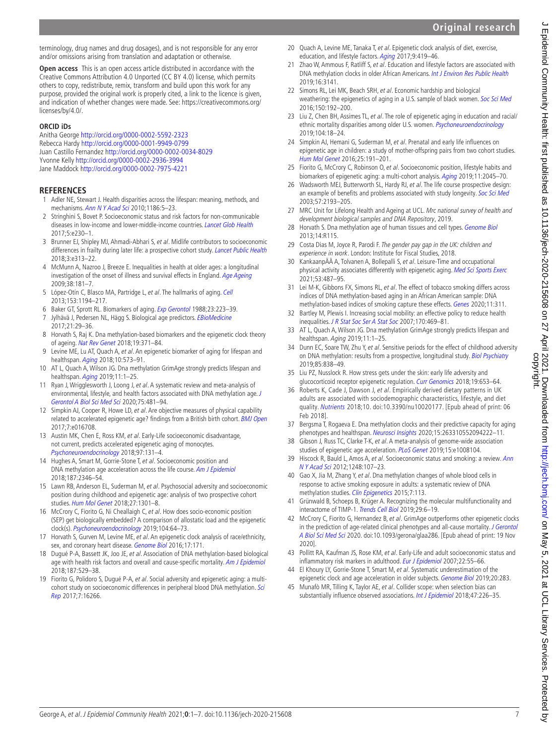terminology, drug names and drug dosages), and is not responsible for any error and/or omissions arising from translation and adaptation or otherwise.

**Open access** This is an open access article distributed in accordance with the Creative Commons Attribution 4.0 Unported (CC BY 4.0) license, which permits others to copy, redistribute, remix, transform and build upon this work for any purpose, provided the original work is properly cited, a link to the licence is given, and indication of whether changes were made. See: https://creativecommons.org/licenses/by/4.0/.

### ORCID iDs

Anitha George http://orcid.org/0000-0002-5592-2323
Rebecca Hardy http://orcid.org/0000-0001-9949-0799
Juan Castillo Fernandez http://orcid.org/0000-0002-0034-8029
Yvonne Kelly http://orcid.org/0000-0002-2936-3994
Jane Maddock http://orcid.org/0000-0002-7975-4221

## REFERENCES

1. Adler NE, Stewart J. Health disparities across the lifespan: meaning, methods, and mechanisms. *Ann N Y Acad Sci* 2010;1186:5–23.
2. Stringhini S, Bovet P. Socioeconomic status and risk factors for non-communicable diseases in low-income and lower-middle-income countries. *Lancet Glob Health* 2017;5:e230–1.
3. Brunner EJ, Shipley MJ, Ahmadi-Abhari S, *et al*. Midlife contributors to socioeconomic differences in frailty during later life: a prospective cohort study. *Lancet Public Health* 2018;3:e313–22.
4. McMunn A, Nazroo J, Breeze E. Inequalities in health at older ages: a longitudinal investigation of the onset of illness and survival effects in England. *Age Ageing* 2009;38:181–7.
5. López-Otín C, Blasco MA, Partridge L, *et al*. The hallmarks of aging. *Cell* 2013;153:1194–217.
6. Baker GT, Sprott RL. Biomarkers of aging. *Exp Gerontol* 1988;23:223–39.
7. Jylhävä J, Pedersen NL, Hägg S. Biological age predictors. *EBioMedicine* 2017;21:29–36.
8. Horvath S, Raj K. Dna methylation-based biomarkers and the epigenetic clock theory of ageing. *Nat Rev Genet* 2018;19:371–84.
9. Levine ME, Lu AT, Quach A, *et al*. An epigenetic biomarker of aging for lifespan and healthspan. *Aging* 2018;10:573–91.
10. AT L, Quach A, Wilson JG. Dna methylation GrimAge strongly predicts lifespan and healthspan. *Aging* 2019;11:1–25.
11. Ryan J, Wrigglesworth J, Loong J, *et al*. A systematic review and meta-analysis of environmental, lifestyle, and health factors associated with DNA methylation age. *J Gerontol A Biol Sci Med Sci* 2020;75:481–94.
12. Simpkin AJ, Cooper R, Howe LD, *et al*. Are objective measures of physical capability related to accelerated epigenetic age? findings from a British birth cohort. *BMJ Open* 2017;7:e016708.
13. Austin MK, Chen E, Ross KM, *et al*. Early-Life socioeconomic disadvantage, not current, predicts accelerated epigenetic aging of monocytes. *Psychoneuroendocrinology* 2018;97:131–4.
14. Hughes A, Smart M, Gorrie-Stone T, *et al*. Socioeconomic position and DNA methylation age acceleration across the life course. *Am J Epidemiol* 2018;187:2346–54.
15. Lawn RB, Anderson EL, Suderman M, *et al*. Psychosocial adversity and socioeconomic position during childhood and epigenetic age: analysis of two prospective cohort studies. *Hum Mol Genet* 2018;27:1301–8.
16. McCrory C, Fiorito G, Ni Cheallaigh C, *et al*. How does socio-economic position (SEP) get biologically embedded? A comparison of allostatic load and the epigenetic clock(s). *Psychoneuroendocrinology* 2019;104:64–73.
17. Horvath S, Gurven M, Levine ME, *et al*. An epigenetic clock analysis of race/ethnicity, sex, and coronary heart disease. *Genome Biol* 2016;17:171.
18. Dugué P-A, Bassett JK, Joo JE, *et al*. Association of DNA methylation-based biological age with health risk factors and overall and cause-specific mortality. *Am J Epidemiol* 2018;187:529–38.
19. Fiorito G, Polidoro S, Dugué P-A, *et al*. Social adversity and epigenetic aging: a multi-cohort study on socioeconomic differences in peripheral blood DNA methylation. *Sci Rep* 2017;7:16266.
20. Quach A, Levine ME, Tanaka T, *et al*. Epigenetic clock analysis of diet, exercise, education, and lifestyle factors. *Aging* 2017;9:419–46.
21. Zhao W, Ammous F, Ratliff S, *et al*. Education and lifestyle factors are associated with DNA methylation clocks in older African Americans. *Int J Environ Res Public Health* 2019;16:3141.
22. Simons RL, Lei MK, Beach SRH, *et al*. Economic hardship and biological weathering: the epigenetics of aging in a U.S. sample of black women. *Soc Sci Med* 2016;150:192–200.
23. Liu Z, Chen BH, Assimes TL, *et al*. The role of epigenetic aging in education and racial/ethnic mortality disparities among older U.S. women. *Psychoneuroendocrinology* 2019;104:18–24.
24. Simpkin AJ, Hemani G, Suderman M, *et al*. Prenatal and early life influences on epigenetic age in children: a study of mother-offspring pairs from two cohort studies. *Hum Mol Genet* 2016;25:191–201.
25. Fiorito G, McCrory C, Robinson O, *et al*. Socioeconomic position, lifestyle habits and biomarkers of epigenetic aging: a multi-cohort analysis. *Aging* 2019;11:2045–70.
26. Wadsworth MEJ, Butterworth SL, Hardy RJ, *et al*. The life course prospective design: an example of benefits and problems associated with study longevity. *Soc Sci Med* 2003;57:2193–205.
27. MRC Unit for Lifelong Health and Ageing at UCL. *Mrc national survey of health and development biological samples and DNA Repository*, 2019.
28. Horvath S. Dna methylation age of human tissues and cell types. *Genome Biol* 2013;14:R115.
29. Costa Dias M, Joyce R, Parodi F. *The gender pay gap in the UK: children and experience in work*. London: Institute for Fiscal Studies, 2018.
30. KankaanpÄÄ A, Tolvanen A, Bollepalli S, *et al*. Leisure-Time and occupational physical activity associates differently with epigenetic aging. *Med Sci Sports Exerc* 2021;53:487–95.
31. Lei M-K, Gibbons FX, Simons RL, *et al*. The effect of tobacco smoking differs across indices of DNA methylation-based aging in an African American sample: DNA methylation-based indices of smoking capture these effects. *Genes* 2020;11:311.
32. Bartley M, Plewis I. Increasing social mobility: an effective policy to reduce health inequalities. *J R Stat Soc Ser A Stat Soc* 2007;170:469–81.
33. AT L, Quach A, Wilson JG. Dna methylation GrimAge strongly predicts lifespan and healthspan. *Aging* 2019;11:1–25.
34. Dunn EC, Soare TW, Zhu Y, *et al*. Sensitive periods for the effect of childhood adversity on DNA methylation: results from a prospective, longitudinal study. *Biol Psychiatry* 2019;85:838–49.
35. Liu PZ, Nusslock R. How stress gets under the skin: early life adversity and glucocorticoid receptor epigenetic regulation. *Curr Genomics* 2018;19:653–64.
36. Roberts K, Cade J, Dawson J, *et al*. Empirically derived dietary patterns in UK adults are associated with sociodemographic characteristics, lifestyle, and diet quality. *Nutrients* 2018;10. doi:10.3390/nu10020177. [Epub ahead of print: 06 Feb 2018].
37. Bergsma T, Rogaeva E. Dna methylation clocks and their predictive capacity for aging phenotypes and healthspan. *Neurosci Insights* 2020;15:263310552094222–11.
38. Gibson J, Russ TC, Clarke T-K, *et al*. A meta-analysis of genome-wide association studies of epigenetic age acceleration. *PLoS Genet* 2019;15:e1008104.
39. Hiscock R, Bauld L, Amos A, *et al*. Socioeconomic status and smoking: a review. *Ann N Y Acad Sci* 2012;1248:107–23.
40. Gao X, Jia M, Zhang Y, *et al*. Dna methylation changes of whole blood cells in response to active smoking exposure in adults: a systematic review of DNA methylation studies. *Clin Epigenetics* 2015;7:113.
41. Grünwald B, Schoeps B, Krüger A. Recognizing the molecular multifunctionality and interactome of TIMP-1. *Trends Cell Biol* 2019;29:6–19.
42. McCrory C, Fiorito G, Hernandez B, *et al*. GrimAge outperforms other epigenetic clocks in the prediction of age-related clinical phenotypes and all-cause mortality. *J Gerontol A Biol Sci Med Sci* 2020. doi:10.1093/gerona/glaa286. [Epub ahead of print: 19 Nov 2020].
43. Pollitt RA, Kaufman JS, Rose KM, *et al*. Early-Life and adult socioeconomic status and inflammatory risk markers in adulthood. *Eur J Epidemiol* 2007;22:55–66.
44. El Khoury LY, Gorrie-Stone T, Smart M, *et al*. Systematic underestimation of the epigenetic clock and age acceleration in older subjects. *Genome Biol* 2019;20:283.
45. Munafò MR, Tilling K, Taylor AE, *et al*. Collider scope: when selection bias can substantially influence observed associations. *Int J Epidemiol* 2018;47:226–35.